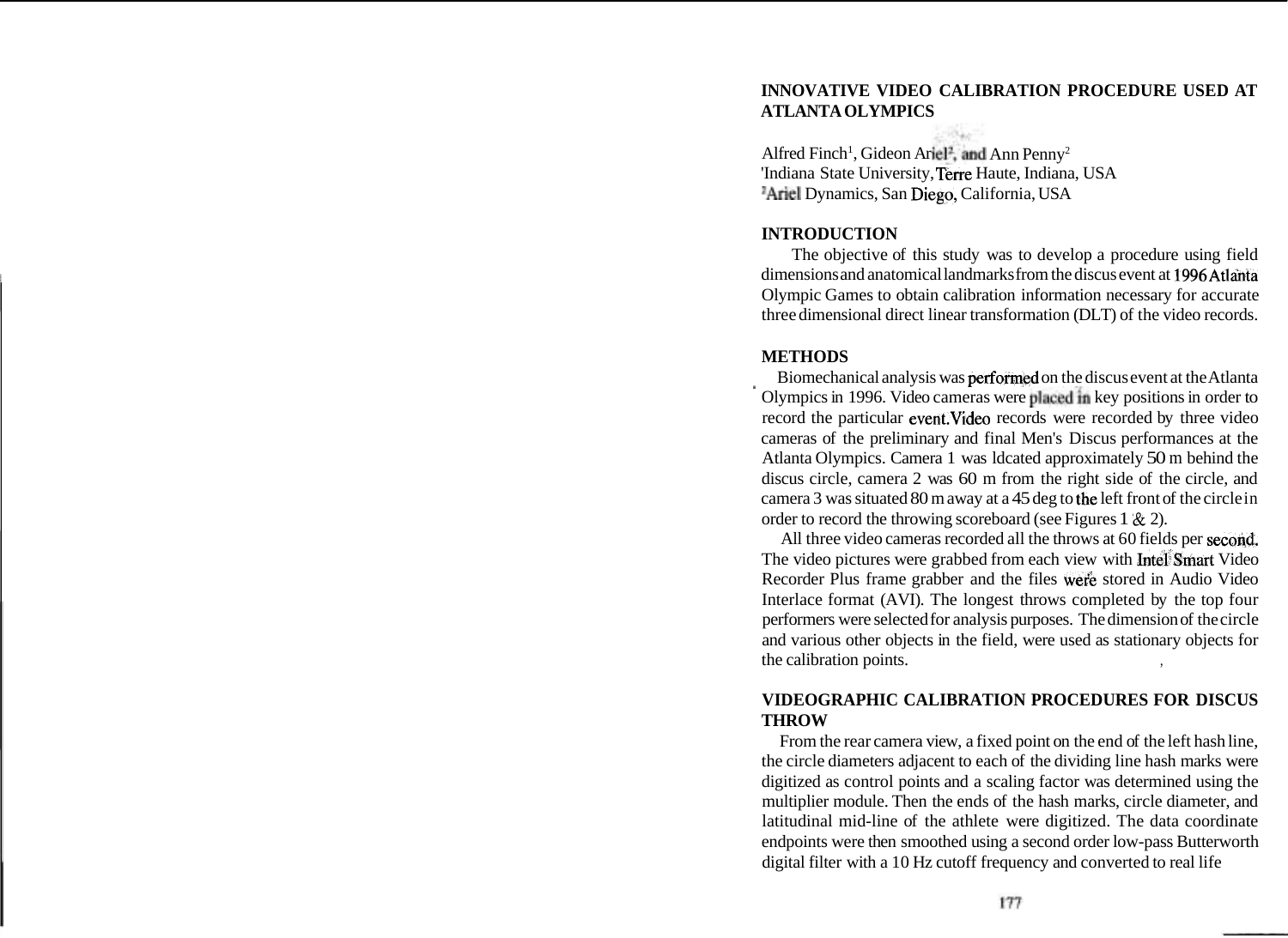# INNOVATIVE VIDEO CALIBRATION PROCEDURE USED AT ATLANTA OLYMPICS

Alfred Finch[1], Gideon Ariel[2], and Ann Penny[2]
[1]Indiana State University, Terre Haute, Indiana, USA
[2]Ariel Dynamics, San Diego, California, USA

## INTRODUCTION

The objective of this study was to develop a procedure using field dimensions and anatomical landmarks from the discus event at 1996 Atlanta Olympic Games to obtain calibration information necessary for accurate three dimensional direct linear transformation (DLT) of the video records.

## METHODS

Biomechanical analysis was performed on the discus event at the Atlanta Olympics in 1996. Video cameras were placed in key positions in order to record the particular event. Video records were recorded by three video cameras of the preliminary and final Men's Discus performances at the Atlanta Olympics. Camera 1 was ldcated approximately 50 m behind the discus circle, camera 2 was 60 m from the right side of the circle, and camera 3 was situated 80 m away at a 45 deg to the left front of the circle in order to record the throwing scoreboard (see Figures 1 & 2).

All three video cameras recorded all the throws at 60 fields per second. The video pictures were grabbed from each view with Intel Smart Video Recorder Plus frame grabber and the files were stored in Audio Video Interlace format (AVI). The longest throws completed by the top four performers were selected for analysis purposes. The dimension of the circle and various other objects in the field, were used as stationary objects for the calibration points.

## VIDEOGRAPHIC CALIBRATION PROCEDURES FOR DISCUS THROW

From the rear camera view, a fixed point on the end of the left hash line, the circle diameters adjacent to each of the dividing line hash marks were digitized as control points and a scaling factor was determined using the multiplier module. Then the ends of the hash marks, circle diameter, and latitudinal mid-line of the athlete were digitized. The data coordinate endpoints were then smoothed using a second order low-pass Butterworth digital filter with a 10 Hz cutoff frequency and converted to real life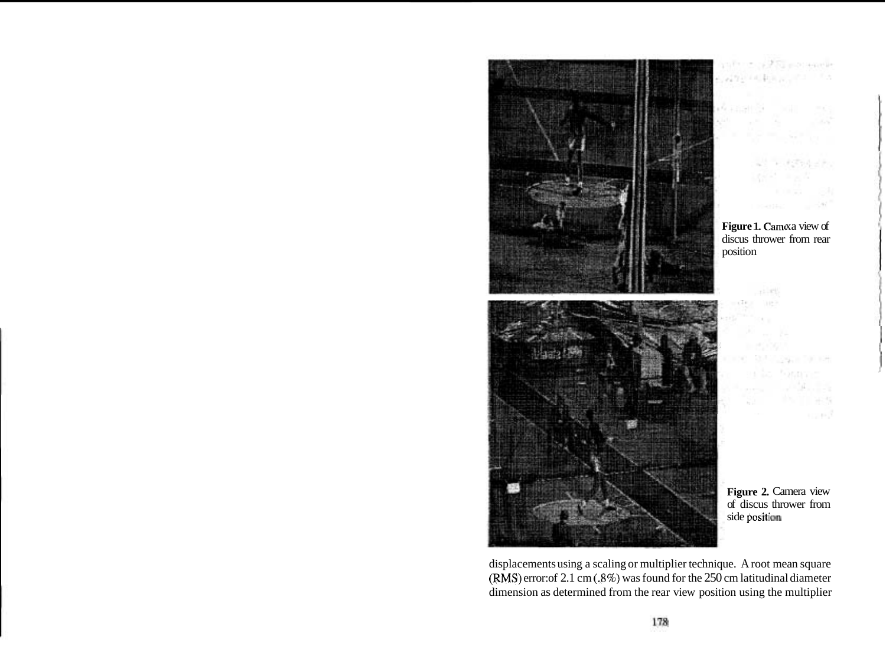**Figure 1.** Camera view of discus thrower from rear position

**Figure 2.** Camera view of discus thrower from side position

displacements using a scaling or multiplier technique. A root mean square (RMS) error of 2.1 cm (.8%) was found for the 250 cm latitudinal diameter dimension as determined from the rear view position using the multiplier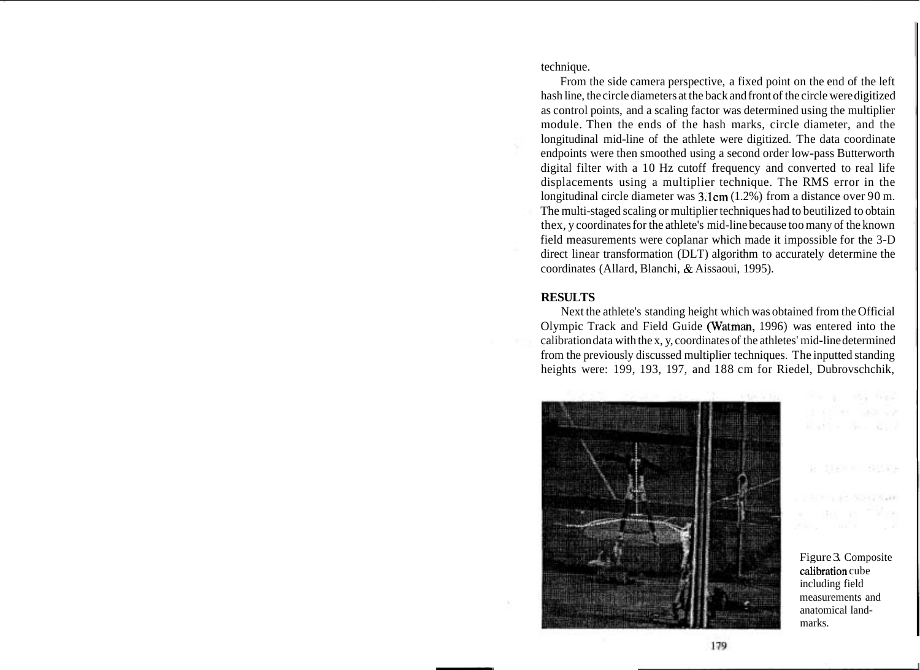technique.

From the side camera perspective, a fixed point on the end of the left hash line, the circle diameters at the back and front of the circle were digitized as control points, and a scaling factor was determined using the multiplier module. Then the ends of the hash marks, circle diameter, and the longitudinal mid-line of the athlete were digitized. The data coordinate endpoints were then smoothed using a second order low-pass Butterworth digital filter with a 10 Hz cutoff frequency and converted to real life displacements using a multiplier technique. The RMS error in the longitudinal circle diameter was 3.1cm (1.2%) from a distance over 90 m. The multi-staged scaling or multiplier techniques had to beutilized to obtain thex, y coordinates for the athlete's mid-line because too many of the known field measurements were coplanar which made it impossible for the 3-D direct linear transformation (DLT) algorithm to accurately determine the coordinates (Allard, Blanchi, & Aissaoui, 1995).

**RESULTS**

Next the athlete's standing height which was obtained from the Official Olympic Track and Field Guide (Watman, 1996) was entered into the calibration data with the x, y, coordinates of the athletes' mid-line determined from the previously discussed multiplier techniques. The inputted standing heights were: 199, 193, 197, and 188 cm for Riedel, Dubrovschchik,

Figure 3. Composite calibration cube including field measurements and anatomical landmarks.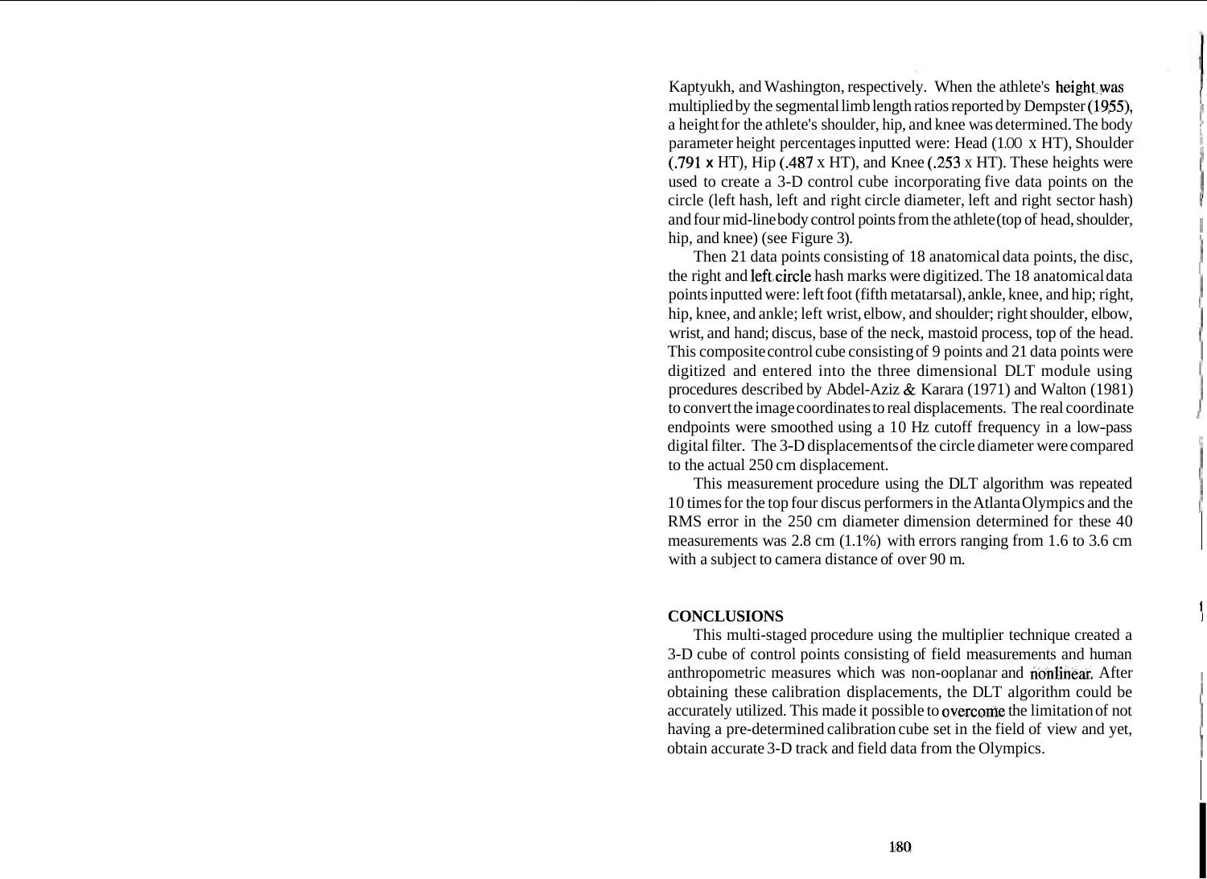Kaptyukh, and Washington, respectively. When the athlete's height was multiplied by the segmental limb length ratios reported by Dempster (1955), a height for the athlete's shoulder, hip, and knee was determined. The body parameter height percentages inputted were: Head (1.00 x HT), Shoulder (.791 x HT), Hip (.487 x HT), and Knee (.253 x HT). These heights were used to create a 3-D control cube incorporating five data points on the circle (left hash, left and right circle diameter, left and right sector hash) and four mid-line body control points from the athlete (top of head, shoulder, hip, and knee) (see Figure 3).

Then 21 data points consisting of 18 anatomical data points, the disc, the right and left circle hash marks were digitized. The 18 anatomical data points inputted were: left foot (fifth metatarsal), ankle, knee, and hip; right, hip, knee, and ankle; left wrist, elbow, and shoulder; right shoulder, elbow, wrist, and hand; discus, base of the neck, mastoid process, top of the head. This composite control cube consisting of 9 points and 21 data points were digitized and entered into the three dimensional DLT module using procedures described by Abdel-Aziz & Karara (1971) and Walton (1981) to convert the image coordinates to real displacements. The real coordinate endpoints were smoothed using a 10 Hz cutoff frequency in a low-pass digital filter. The 3-D displacements of the circle diameter were compared to the actual 250 cm displacement.

This measurement procedure using the DLT algorithm was repeated 10 times for the top four discus performers in the Atlanta Olympics and the RMS error in the 250 cm diameter dimension determined for these 40 measurements was 2.8 cm (1.1%) with errors ranging from 1.6 to 3.6 cm with a subject to camera distance of over 90 m.

## CONCLUSIONS

This multi-staged procedure using the multiplier technique created a 3-D cube of control points consisting of field measurements and human anthropometric measures which was non-ooplanar and nonlinear. After obtaining these calibration displacements, the DLT algorithm could be accurately utilized. This made it possible to overcome the limitation of not having a pre-determined calibration cube set in the field of view and yet, obtain accurate 3-D track and field data from the Olympics.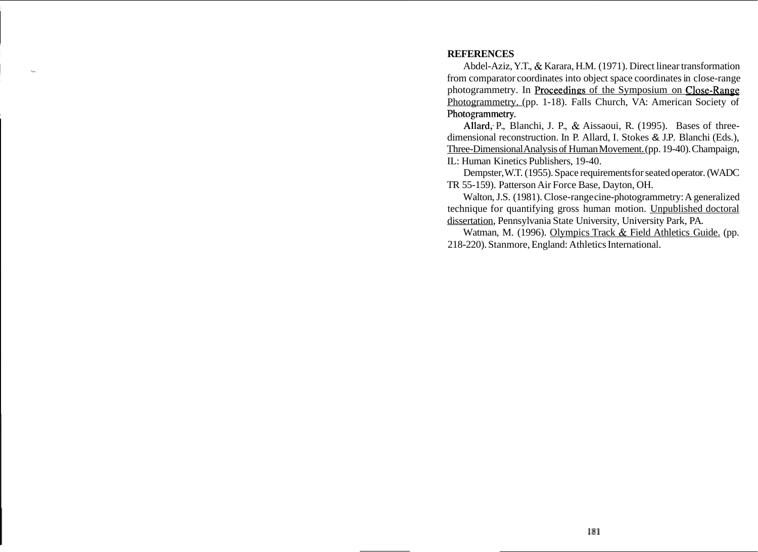## REFERENCES

Abdel-Aziz, Y.T., & Karara, H.M. (1971). Direct linear transformation from comparator coordinates into object space coordinates in close-range photogrammetry. In Proceedings of the Symposium on Close-Range Photogrammetry. (pp. 1-18). Falls Church, VA: American Society of Photogrammetry.

Allard, P., Blanchi, J. P., & Aissaoui, R. (1995). Bases of three-dimensional reconstruction. In P. Allard, I. Stokes & J.P. Blanchi (Eds.), Three-Dimensional Analysis of Human Movement. (pp. 19-40). Champaign, IL: Human Kinetics Publishers, 19-40.

Dempster, W.T. (1955). Space requirements for seated operator. (WADC TR 55-159). Patterson Air Force Base, Dayton, OH.

Walton, J.S. (1981). Close-range cine-photogrammetry: A generalized technique for quantifying gross human motion. Unpublished doctoral dissertation, Pennsylvania State University, University Park, PA.

Watman, M. (1996). Olympics Track & Field Athletics Guide. (pp. 218-220). Stanmore, England: Athletics International.